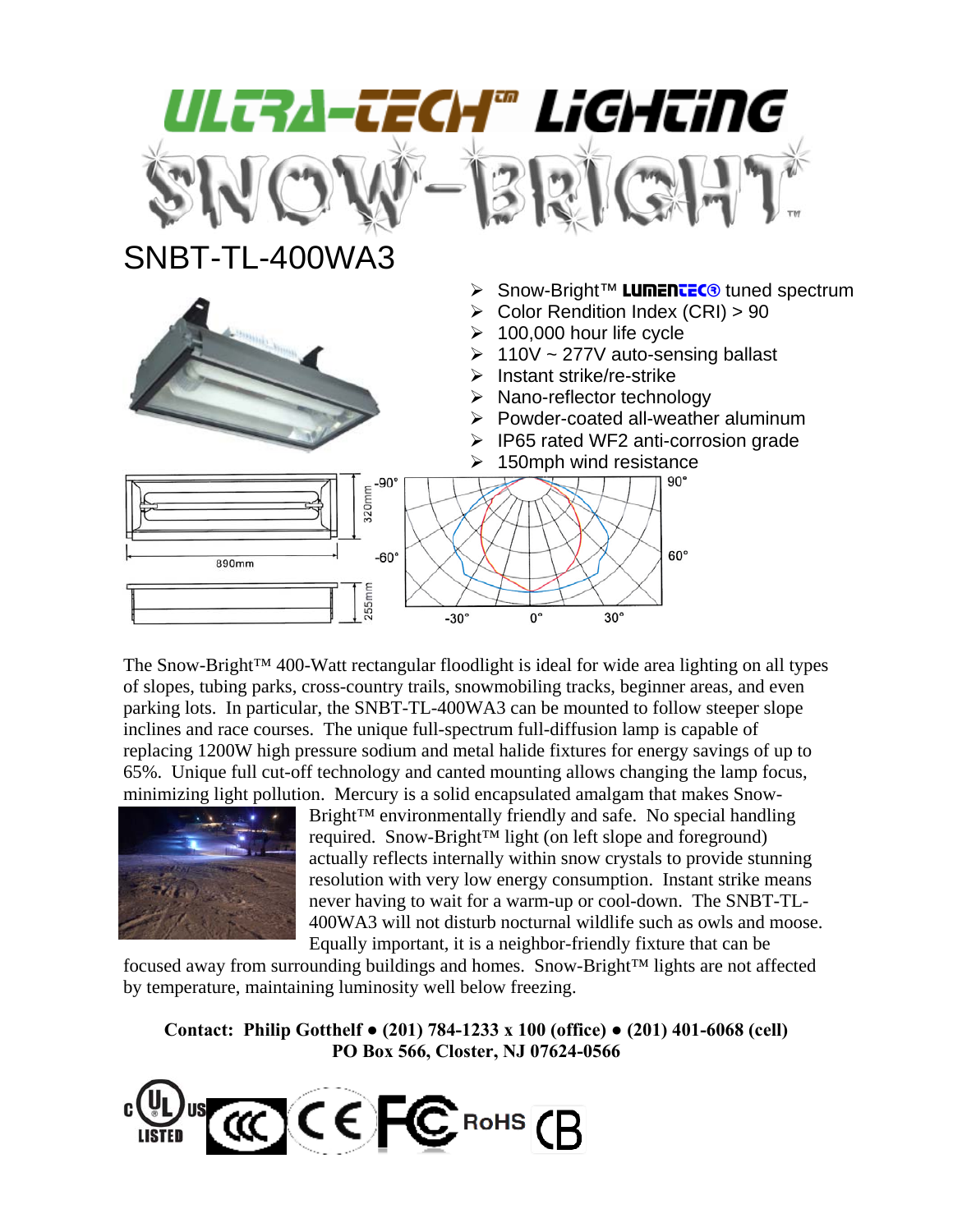# ULTRA-TECH™ LIGHTING

# SNOW-BRIGHT™

## SNBT-TL-400WA3

- Snow-Bright™ LUMENTEC® tuned spectrum
- Color Rendition Index (CRI) > 90
- 100,000 hour life cycle
- 110V ~ 277V auto-sensing ballast
- Instant strike/re-strike
- Nano-reflector technology
- Powder-coated all-weather aluminum
- IP65 rated WF2 anti-corrosion grade
- 150mph wind resistance

890mm

320mm

255mm

-90°

-60°

-30°

0°

30°

60°

90°

The Snow-Bright™ 400-Watt rectangular floodlight is ideal for wide area lighting on all types of slopes, tubing parks, cross-country trails, snowmobiling tracks, beginner areas, and even parking lots. In particular, the SNBT-TL-400WA3 can be mounted to follow steeper slope inclines and race courses. The unique full-spectrum full-diffusion lamp is capable of replacing 1200W high pressure sodium and metal halide fixtures for energy savings of up to 65%. Unique full cut-off technology and canted mounting allows changing the lamp focus, minimizing light pollution. Mercury is a solid encapsulated amalgam that makes Snow-Bright™ environmentally friendly and safe. No special handling required. Snow-Bright™ light (on left slope and foreground) actually reflects internally within snow crystals to provide stunning resolution with very low energy consumption. Instant strike means never having to wait for a warm-up or cool-down. The SNBT-TL-400WA3 will not disturb nocturnal wildlife such as owls and moose. Equally important, it is a neighbor-friendly fixture that can be focused away from surrounding buildings and homes. Snow-Bright™ lights are not affected by temperature, maintaining luminosity well below freezing.

**Contact: Philip Gotthelf • (201) 784-1233 x 100 (office) • (201) 401-6068 (cell)**
**PO Box 566, Closter, NJ 07624-0566**

c UL US LISTED · CCC · CE · FC · RoHS · CB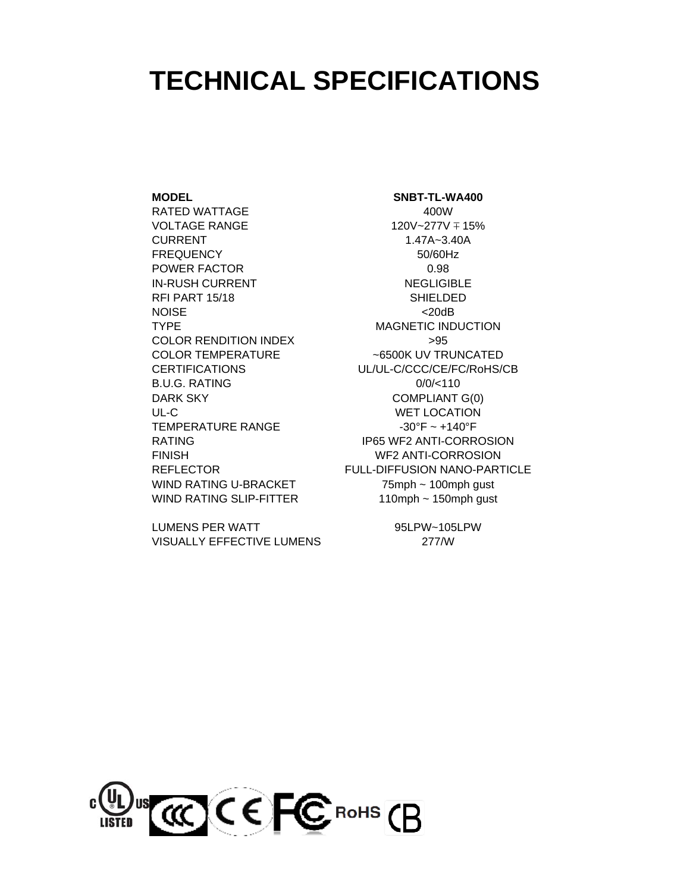# TECHNICAL SPECIFICATIONS

| | |
|---|---|
| **MODEL** | **SNBT-TL-WA400** |
| RATED WATTAGE | 400W |
| VOLTAGE RANGE | 120V~277V ∓ 15% |
| CURRENT | 1.47A~3.40A |
| FREQUENCY | 50/60Hz |
| POWER FACTOR | 0.98 |
| IN-RUSH CURRENT | NEGLIGIBLE |
| RFI PART 15/18 | SHIELDED |
| NOISE | <20dB |
| TYPE | MAGNETIC INDUCTION |
| COLOR RENDITION INDEX | >95 |
| COLOR TEMPERATURE | ~6500K UV TRUNCATED |
| CERTIFICATIONS | UL/UL-C/CCC/CE/FC/RoHS/CB |
| B.U.G. RATING | 0/0/<110 |
| DARK SKY | COMPLIANT G(0) |
| UL-C | WET LOCATION |
| TEMPERATURE RANGE | -30°F ~ +140°F |
| RATING | IP65 WF2 ANTI-CORROSION |
| FINISH | WF2 ANTI-CORROSION |
| REFLECTOR | FULL-DIFFUSION NANO-PARTICLE |
| WIND RATING U-BRACKET | 75mph ~ 100mph gust |
| WIND RATING SLIP-FITTER | 110mph ~ 150mph gust |
| LUMENS PER WATT | 95LPW~105LPW |
| VISUALLY EFFECTIVE LUMENS | 277/W |